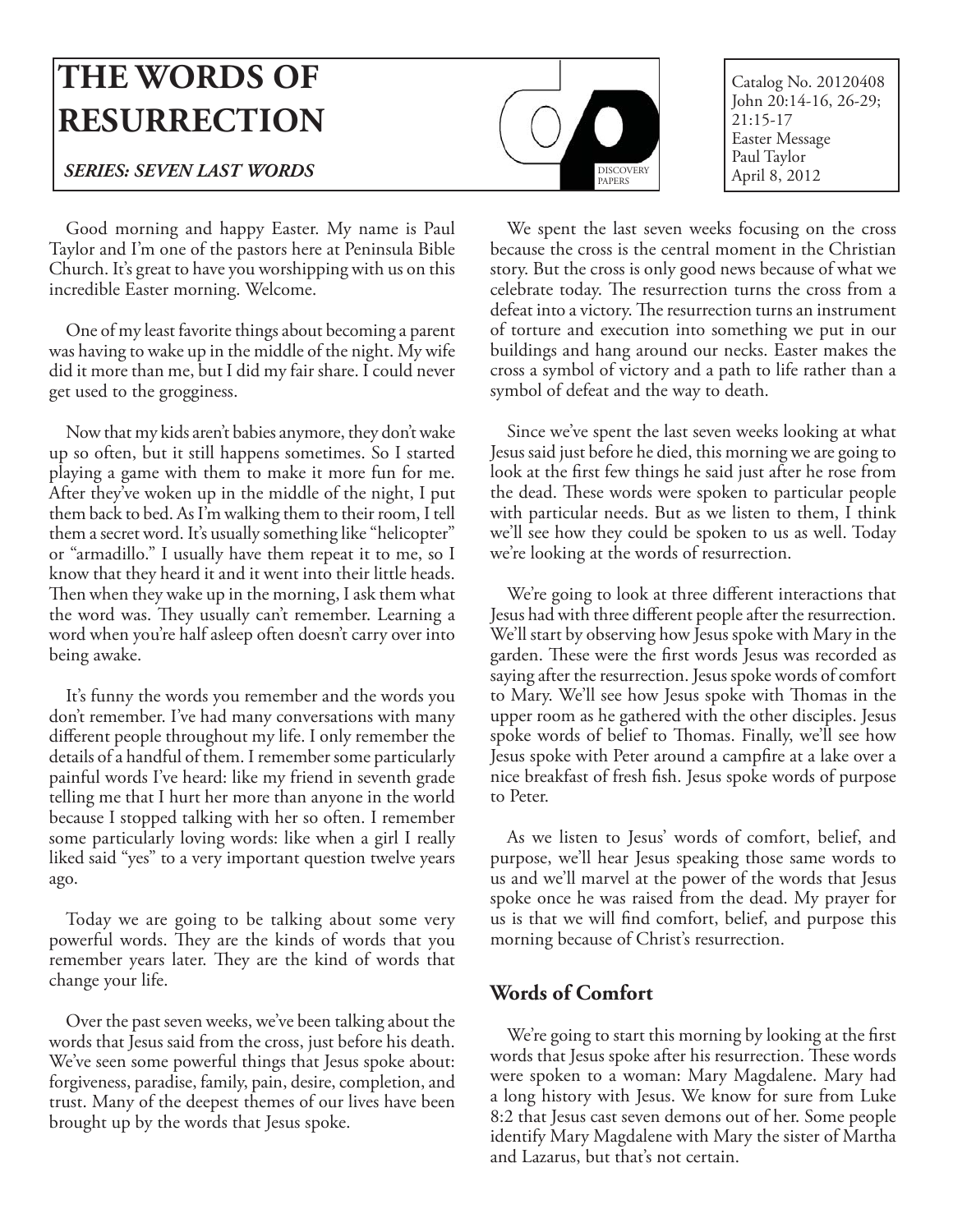# THE WORDS OF RESURRECTION

***SERIES: SEVEN LAST WORDS***

Catalog No. 20120408
John 20:14-16, 26-29; 21:15-17
Easter Message
Paul Taylor
April 8, 2012

Good morning and happy Easter. My name is Paul Taylor and I'm one of the pastors here at Peninsula Bible Church. It's great to have you worshipping with us on this incredible Easter morning. Welcome.

One of my least favorite things about becoming a parent was having to wake up in the middle of the night. My wife did it more than me, but I did my fair share. I could never get used to the grogginess.

Now that my kids aren't babies anymore, they don't wake up so often, but it still happens sometimes. So I started playing a game with them to make it more fun for me. After they've woken up in the middle of the night, I put them back to bed. As I'm walking them to their room, I tell them a secret word. It's usually something like "helicopter" or "armadillo." I usually have them repeat it to me, so I know that they heard it and it went into their little heads. Then when they wake up in the morning, I ask them what the word was. They usually can't remember. Learning a word when you're half asleep often doesn't carry over into being awake.

It's funny the words you remember and the words you don't remember. I've had many conversations with many different people throughout my life. I only remember the details of a handful of them. I remember some particularly painful words I've heard: like my friend in seventh grade telling me that I hurt her more than anyone in the world because I stopped talking with her so often. I remember some particularly loving words: like when a girl I really liked said "yes" to a very important question twelve years ago.

Today we are going to be talking about some very powerful words. They are the kinds of words that you remember years later. They are the kind of words that change your life.

Over the past seven weeks, we've been talking about the words that Jesus said from the cross, just before his death. We've seen some powerful things that Jesus spoke about: forgiveness, paradise, family, pain, desire, completion, and trust. Many of the deepest themes of our lives have been brought up by the words that Jesus spoke.

We spent the last seven weeks focusing on the cross because the cross is the central moment in the Christian story. But the cross is only good news because of what we celebrate today. The resurrection turns the cross from a defeat into a victory. The resurrection turns an instrument of torture and execution into something we put in our buildings and hang around our necks. Easter makes the cross a symbol of victory and a path to life rather than a symbol of defeat and the way to death.

Since we've spent the last seven weeks looking at what Jesus said just before he died, this morning we are going to look at the first few things he said just after he rose from the dead. These words were spoken to particular people with particular needs. But as we listen to them, I think we'll see how they could be spoken to us as well. Today we're looking at the words of resurrection.

We're going to look at three different interactions that Jesus had with three different people after the resurrection. We'll start by observing how Jesus spoke with Mary in the garden. These were the first words Jesus was recorded as saying after the resurrection. Jesus spoke words of comfort to Mary. We'll see how Jesus spoke with Thomas in the upper room as he gathered with the other disciples. Jesus spoke words of belief to Thomas. Finally, we'll see how Jesus spoke with Peter around a campfire at a lake over a nice breakfast of fresh fish. Jesus spoke words of purpose to Peter.

As we listen to Jesus' words of comfort, belief, and purpose, we'll hear Jesus speaking those same words to us and we'll marvel at the power of the words that Jesus spoke once he was raised from the dead. My prayer for us is that we will find comfort, belief, and purpose this morning because of Christ's resurrection.

## Words of Comfort

We're going to start this morning by looking at the first words that Jesus spoke after his resurrection. These words were spoken to a woman: Mary Magdalene. Mary had a long history with Jesus. We know for sure from Luke 8:2 that Jesus cast seven demons out of her. Some people identify Mary Magdalene with Mary the sister of Martha and Lazarus, but that's not certain.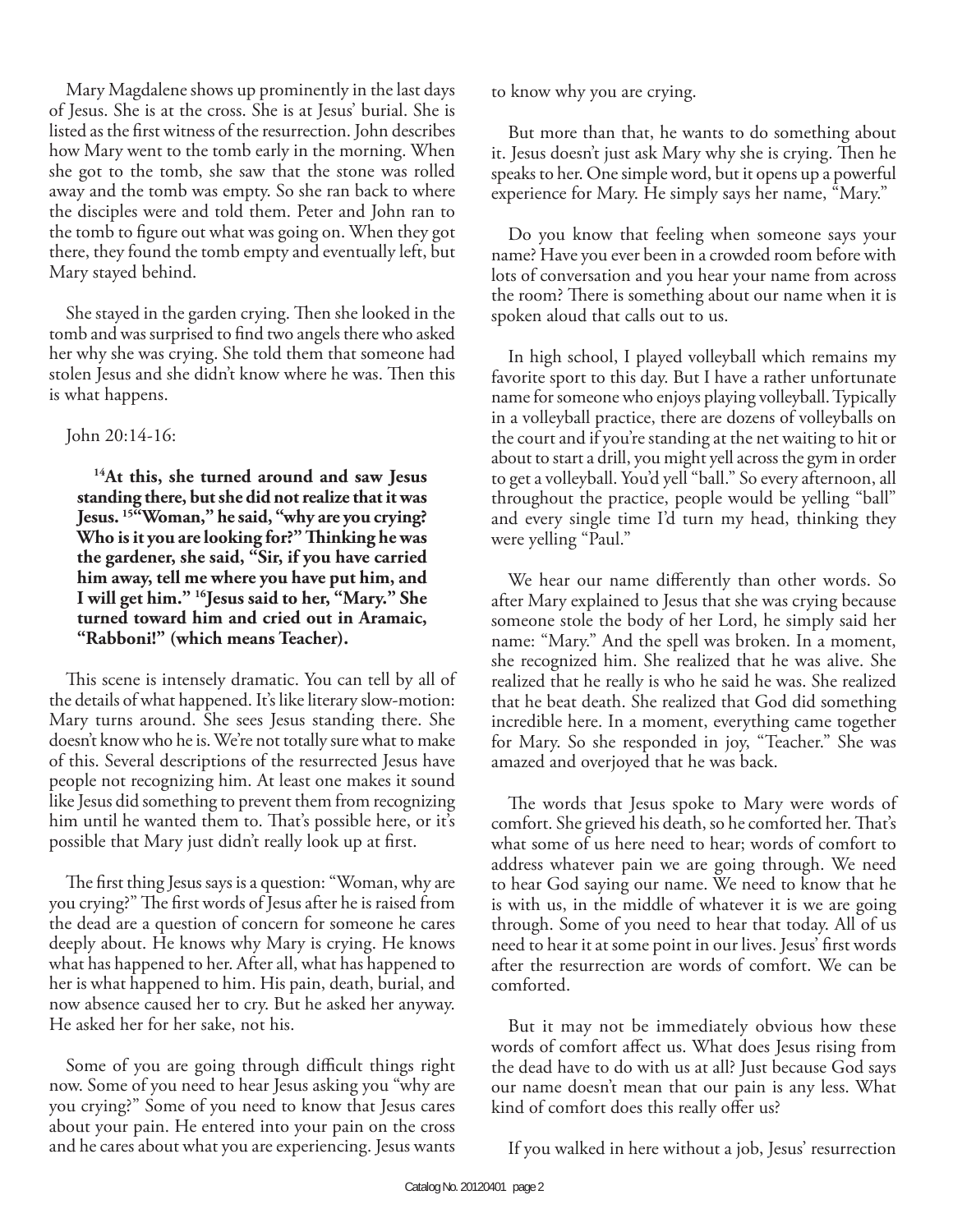Mary Magdalene shows up prominently in the last days of Jesus. She is at the cross. She is at Jesus' burial. She is listed as the first witness of the resurrection. John describes how Mary went to the tomb early in the morning. When she got to the tomb, she saw that the stone was rolled away and the tomb was empty. So she ran back to where the disciples were and told them. Peter and John ran to the tomb to figure out what was going on. When they got there, they found the tomb empty and eventually left, but Mary stayed behind.

She stayed in the garden crying. Then she looked in the tomb and was surprised to find two angels there who asked her why she was crying. She told them that someone had stolen Jesus and she didn't know where he was. Then this is what happens.

John 20:14-16:

> **[14]At this, she turned around and saw Jesus standing there, but she did not realize that it was Jesus. [15]"Woman," he said, "why are you crying? Who is it you are looking for?" Thinking he was the gardener, she said, "Sir, if you have carried him away, tell me where you have put him, and I will get him." [16]Jesus said to her, "Mary." She turned toward him and cried out in Aramaic, "Rabboni!" (which means Teacher).**

This scene is intensely dramatic. You can tell by all of the details of what happened. It's like literary slow-motion: Mary turns around. She sees Jesus standing there. She doesn't know who he is. We're not totally sure what to make of this. Several descriptions of the resurrected Jesus have people not recognizing him. At least one makes it sound like Jesus did something to prevent them from recognizing him until he wanted them to. That's possible here, or it's possible that Mary just didn't really look up at first.

The first thing Jesus says is a question: "Woman, why are you crying?" The first words of Jesus after he is raised from the dead are a question of concern for someone he cares deeply about. He knows why Mary is crying. He knows what has happened to her. After all, what has happened to her is what happened to him. His pain, death, burial, and now absence caused her to cry. But he asked her anyway. He asked her for her sake, not his.

Some of you are going through difficult things right now. Some of you need to hear Jesus asking you "why are you crying?" Some of you need to know that Jesus cares about your pain. He entered into your pain on the cross and he cares about what you are experiencing. Jesus wants to know why you are crying.

But more than that, he wants to do something about it. Jesus doesn't just ask Mary why she is crying. Then he speaks to her. One simple word, but it opens up a powerful experience for Mary. He simply says her name, "Mary."

Do you know that feeling when someone says your name? Have you ever been in a crowded room before with lots of conversation and you hear your name from across the room? There is something about our name when it is spoken aloud that calls out to us.

In high school, I played volleyball which remains my favorite sport to this day. But I have a rather unfortunate name for someone who enjoys playing volleyball. Typically in a volleyball practice, there are dozens of volleyballs on the court and if you're standing at the net waiting to hit or about to start a drill, you might yell across the gym in order to get a volleyball. You'd yell "ball." So every afternoon, all throughout the practice, people would be yelling "ball" and every single time I'd turn my head, thinking they were yelling "Paul."

We hear our name differently than other words. So after Mary explained to Jesus that she was crying because someone stole the body of her Lord, he simply said her name: "Mary." And the spell was broken. In a moment, she recognized him. She realized that he was alive. She realized that he really is who he said he was. She realized that he beat death. She realized that God did something incredible here. In a moment, everything came together for Mary. So she responded in joy, "Teacher." She was amazed and overjoyed that he was back.

The words that Jesus spoke to Mary were words of comfort. She grieved his death, so he comforted her. That's what some of us here need to hear; words of comfort to address whatever pain we are going through. We need to hear God saying our name. We need to know that he is with us, in the middle of whatever it is we are going through. Some of you need to hear that today. All of us need to hear it at some point in our lives. Jesus' first words after the resurrection are words of comfort. We can be comforted.

But it may not be immediately obvious how these words of comfort affect us. What does Jesus rising from the dead have to do with us at all? Just because God says our name doesn't mean that our pain is any less. What kind of comfort does this really offer us?

If you walked in here without a job, Jesus' resurrection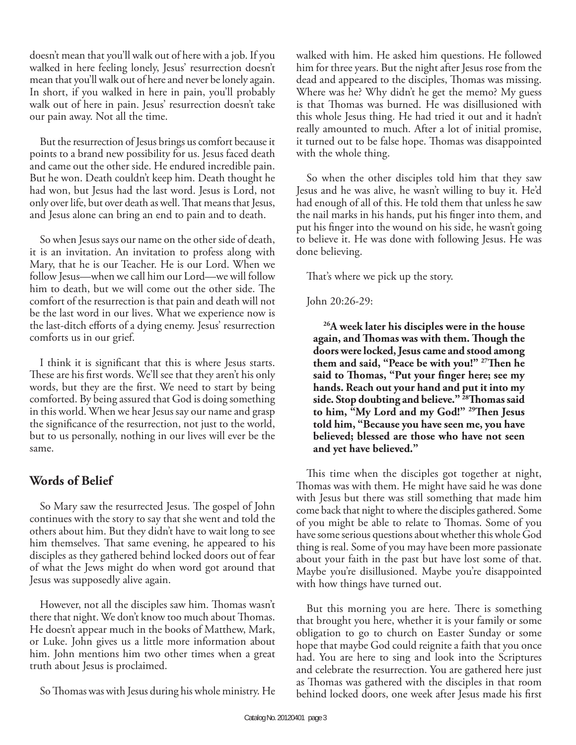doesn't mean that you'll walk out of here with a job. If you walked in here feeling lonely, Jesus' resurrection doesn't mean that you'll walk out of here and never be lonely again. In short, if you walked in here in pain, you'll probably walk out of here in pain. Jesus' resurrection doesn't take our pain away. Not all the time.

But the resurrection of Jesus brings us comfort because it points to a brand new possibility for us. Jesus faced death and came out the other side. He endured incredible pain. But he won. Death couldn't keep him. Death thought he had won, but Jesus had the last word. Jesus is Lord, not only over life, but over death as well. That means that Jesus, and Jesus alone can bring an end to pain and to death.

So when Jesus says our name on the other side of death, it is an invitation. An invitation to profess along with Mary, that he is our Teacher. He is our Lord. When we follow Jesus—when we call him our Lord—we will follow him to death, but we will come out the other side. The comfort of the resurrection is that pain and death will not be the last word in our lives. What we experience now is the last-ditch efforts of a dying enemy. Jesus' resurrection comforts us in our grief.

I think it is significant that this is where Jesus starts. These are his first words. We'll see that they aren't his only words, but they are the first. We need to start by being comforted. By being assured that God is doing something in this world. When we hear Jesus say our name and grasp the significance of the resurrection, not just to the world, but to us personally, nothing in our lives will ever be the same.

## Words of Belief

So Mary saw the resurrected Jesus. The gospel of John continues with the story to say that she went and told the others about him. But they didn't have to wait long to see him themselves. That same evening, he appeared to his disciples as they gathered behind locked doors out of fear of what the Jews might do when word got around that Jesus was supposedly alive again.

However, not all the disciples saw him. Thomas wasn't there that night. We don't know too much about Thomas. He doesn't appear much in the books of Matthew, Mark, or Luke. John gives us a little more information about him. John mentions him two other times when a great truth about Jesus is proclaimed.

So Thomas was with Jesus during his whole ministry. He walked with him. He asked him questions. He followed him for three years. But the night after Jesus rose from the dead and appeared to the disciples, Thomas was missing. Where was he? Why didn't he get the memo? My guess is that Thomas was burned. He was disillusioned with this whole Jesus thing. He had tried it out and it hadn't really amounted to much. After a lot of initial promise, it turned out to be false hope. Thomas was disappointed with the whole thing.

So when the other disciples told him that they saw Jesus and he was alive, he wasn't willing to buy it. He'd had enough of all of this. He told them that unless he saw the nail marks in his hands, put his finger into them, and put his finger into the wound on his side, he wasn't going to believe it. He was done with following Jesus. He was done believing.

That's where we pick up the story.

John 20:26-29:

> **[26]A week later his disciples were in the house again, and Thomas was with them. Though the doors were locked, Jesus came and stood among them and said, "Peace be with you!" [27]Then he said to Thomas, "Put your finger here; see my hands. Reach out your hand and put it into my side. Stop doubting and believe." [28]Thomas said to him, "My Lord and my God!" [29]Then Jesus told him, "Because you have seen me, you have believed; blessed are those who have not seen and yet have believed."**

This time when the disciples got together at night, Thomas was with them. He might have said he was done with Jesus but there was still something that made him come back that night to where the disciples gathered. Some of you might be able to relate to Thomas. Some of you have some serious questions about whether this whole God thing is real. Some of you may have been more passionate about your faith in the past but have lost some of that. Maybe you're disillusioned. Maybe you're disappointed with how things have turned out.

But this morning you are here. There is something that brought you here, whether it is your family or some obligation to go to church on Easter Sunday or some hope that maybe God could reignite a faith that you once had. You are here to sing and look into the Scriptures and celebrate the resurrection. You are gathered here just as Thomas was gathered with the disciples in that room behind locked doors, one week after Jesus made his first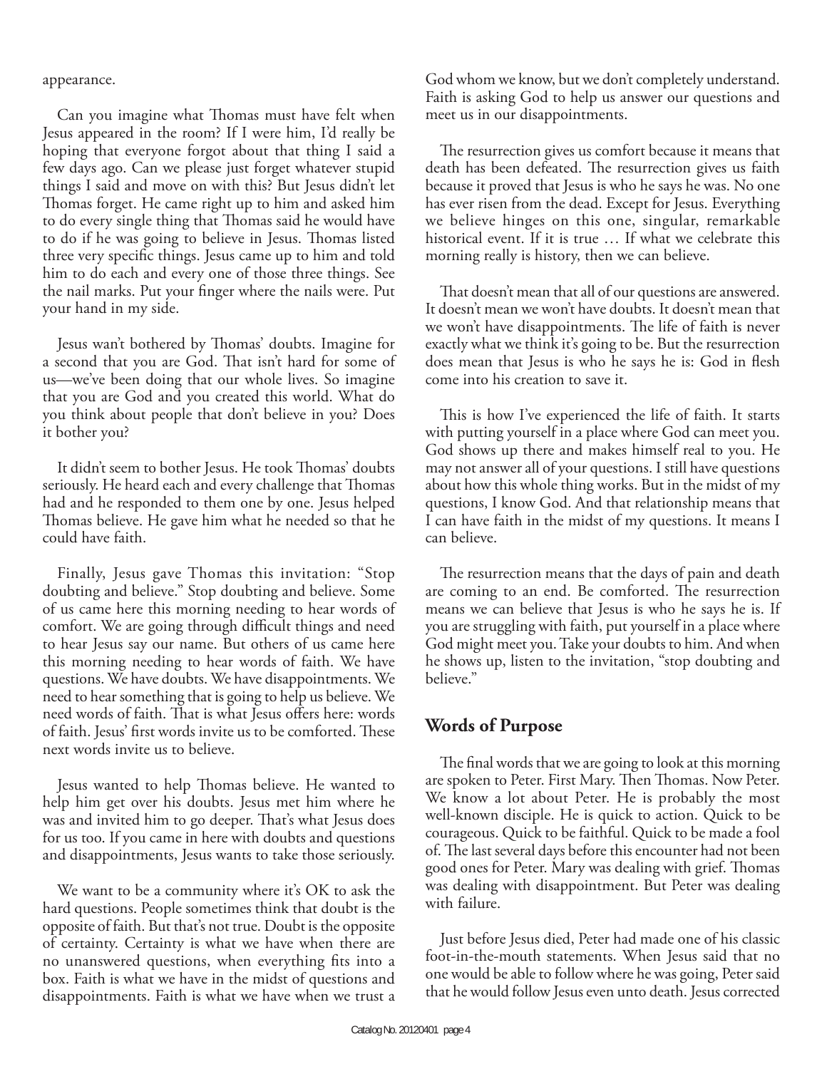appearance.

Can you imagine what Thomas must have felt when Jesus appeared in the room? If I were him, I'd really be hoping that everyone forgot about that thing I said a few days ago. Can we please just forget whatever stupid things I said and move on with this? But Jesus didn't let Thomas forget. He came right up to him and asked him to do every single thing that Thomas said he would have to do if he was going to believe in Jesus. Thomas listed three very specific things. Jesus came up to him and told him to do each and every one of those three things. See the nail marks. Put your finger where the nails were. Put your hand in my side.

Jesus wan't bothered by Thomas' doubts. Imagine for a second that you are God. That isn't hard for some of us—we've been doing that our whole lives. So imagine that you are God and you created this world. What do you think about people that don't believe in you? Does it bother you?

It didn't seem to bother Jesus. He took Thomas' doubts seriously. He heard each and every challenge that Thomas had and he responded to them one by one. Jesus helped Thomas believe. He gave him what he needed so that he could have faith.

Finally, Jesus gave Thomas this invitation: "Stop doubting and believe." Stop doubting and believe. Some of us came here this morning needing to hear words of comfort. We are going through difficult things and need to hear Jesus say our name. But others of us came here this morning needing to hear words of faith. We have questions. We have doubts. We have disappointments. We need to hear something that is going to help us believe. We need words of faith. That is what Jesus offers here: words of faith. Jesus' first words invite us to be comforted. These next words invite us to believe.

Jesus wanted to help Thomas believe. He wanted to help him get over his doubts. Jesus met him where he was and invited him to go deeper. That's what Jesus does for us too. If you came in here with doubts and questions and disappointments, Jesus wants to take those seriously.

We want to be a community where it's OK to ask the hard questions. People sometimes think that doubt is the opposite of faith. But that's not true. Doubt is the opposite of certainty. Certainty is what we have when there are no unanswered questions, when everything fits into a box. Faith is what we have in the midst of questions and disappointments. Faith is what we have when we trust a God whom we know, but we don't completely understand. Faith is asking God to help us answer our questions and meet us in our disappointments.

The resurrection gives us comfort because it means that death has been defeated. The resurrection gives us faith because it proved that Jesus is who he says he was. No one has ever risen from the dead. Except for Jesus. Everything we believe hinges on this one, singular, remarkable historical event. If it is true … If what we celebrate this morning really is history, then we can believe.

That doesn't mean that all of our questions are answered. It doesn't mean we won't have doubts. It doesn't mean that we won't have disappointments. The life of faith is never exactly what we think it's going to be. But the resurrection does mean that Jesus is who he says he is: God in flesh come into his creation to save it.

This is how I've experienced the life of faith. It starts with putting yourself in a place where God can meet you. God shows up there and makes himself real to you. He may not answer all of your questions. I still have questions about how this whole thing works. But in the midst of my questions, I know God. And that relationship means that I can have faith in the midst of my questions. It means I can believe.

The resurrection means that the days of pain and death are coming to an end. Be comforted. The resurrection means we can believe that Jesus is who he says he is. If you are struggling with faith, put yourself in a place where God might meet you. Take your doubts to him. And when he shows up, listen to the invitation, "stop doubting and believe."

## Words of Purpose

The final words that we are going to look at this morning are spoken to Peter. First Mary. Then Thomas. Now Peter. We know a lot about Peter. He is probably the most well-known disciple. He is quick to action. Quick to be courageous. Quick to be faithful. Quick to be made a fool of. The last several days before this encounter had not been good ones for Peter. Mary was dealing with grief. Thomas was dealing with disappointment. But Peter was dealing with failure.

Just before Jesus died, Peter had made one of his classic foot-in-the-mouth statements. When Jesus said that no one would be able to follow where he was going, Peter said that he would follow Jesus even unto death. Jesus corrected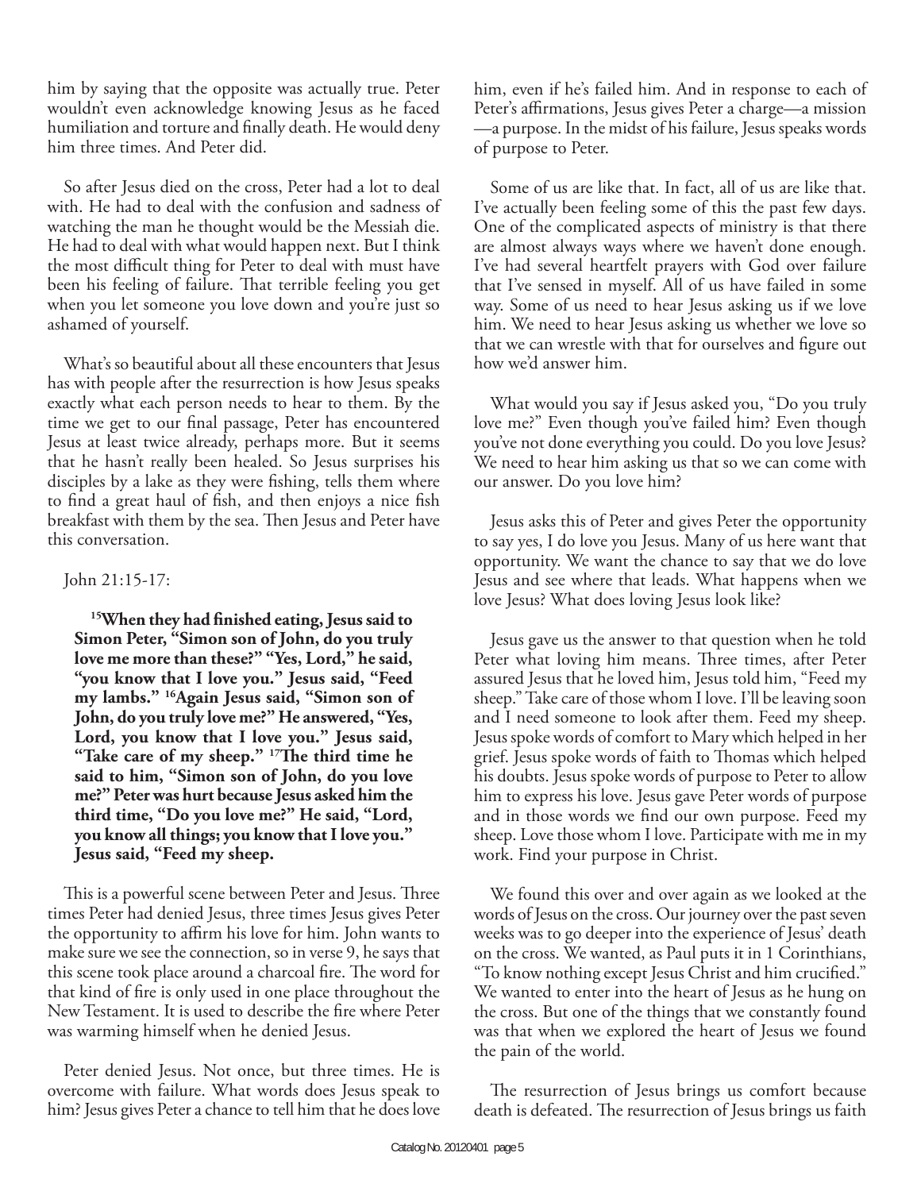him by saying that the opposite was actually true. Peter wouldn't even acknowledge knowing Jesus as he faced humiliation and torture and finally death. He would deny him three times. And Peter did.

So after Jesus died on the cross, Peter had a lot to deal with. He had to deal with the confusion and sadness of watching the man he thought would be the Messiah die. He had to deal with what would happen next. But I think the most difficult thing for Peter to deal with must have been his feeling of failure. That terrible feeling you get when you let someone you love down and you're just so ashamed of yourself.

What's so beautiful about all these encounters that Jesus has with people after the resurrection is how Jesus speaks exactly what each person needs to hear to them. By the time we get to our final passage, Peter has encountered Jesus at least twice already, perhaps more. But it seems that he hasn't really been healed. So Jesus surprises his disciples by a lake as they were fishing, tells them where to find a great haul of fish, and then enjoys a nice fish breakfast with them by the sea. Then Jesus and Peter have this conversation.

John 21:15-17:

> **[15]When they had finished eating, Jesus said to Simon Peter, "Simon son of John, do you truly love me more than these?" "Yes, Lord," he said, "you know that I love you." Jesus said, "Feed my lambs." [16]Again Jesus said, "Simon son of John, do you truly love me?" He answered, "Yes, Lord, you know that I love you." Jesus said, "Take care of my sheep." [17]The third time he said to him, "Simon son of John, do you love me?" Peter was hurt because Jesus asked him the third time, "Do you love me?" He said, "Lord, you know all things; you know that I love you." Jesus said, "Feed my sheep.**

This is a powerful scene between Peter and Jesus. Three times Peter had denied Jesus, three times Jesus gives Peter the opportunity to affirm his love for him. John wants to make sure we see the connection, so in verse 9, he says that this scene took place around a charcoal fire. The word for that kind of fire is only used in one place throughout the New Testament. It is used to describe the fire where Peter was warming himself when he denied Jesus.

Peter denied Jesus. Not once, but three times. He is overcome with failure. What words does Jesus speak to him? Jesus gives Peter a chance to tell him that he does love him, even if he's failed him. And in response to each of Peter's affirmations, Jesus gives Peter a charge—a mission—a purpose. In the midst of his failure, Jesus speaks words of purpose to Peter.

Some of us are like that. In fact, all of us are like that. I've actually been feeling some of this the past few days. One of the complicated aspects of ministry is that there are almost always ways where we haven't done enough. I've had several heartfelt prayers with God over failure that I've sensed in myself. All of us have failed in some way. Some of us need to hear Jesus asking us if we love him. We need to hear Jesus asking us whether we love so that we can wrestle with that for ourselves and figure out how we'd answer him.

What would you say if Jesus asked you, "Do you truly love me?" Even though you've failed him? Even though you've not done everything you could. Do you love Jesus? We need to hear him asking us that so we can come with our answer. Do you love him?

Jesus asks this of Peter and gives Peter the opportunity to say yes, I do love you Jesus. Many of us here want that opportunity. We want the chance to say that we do love Jesus and see where that leads. What happens when we love Jesus? What does loving Jesus look like?

Jesus gave us the answer to that question when he told Peter what loving him means. Three times, after Peter assured Jesus that he loved him, Jesus told him, "Feed my sheep." Take care of those whom I love. I'll be leaving soon and I need someone to look after them. Feed my sheep. Jesus spoke words of comfort to Mary which helped in her grief. Jesus spoke words of faith to Thomas which helped his doubts. Jesus spoke words of purpose to Peter to allow him to express his love. Jesus gave Peter words of purpose and in those words we find our own purpose. Feed my sheep. Love those whom I love. Participate with me in my work. Find your purpose in Christ.

We found this over and over again as we looked at the words of Jesus on the cross. Our journey over the past seven weeks was to go deeper into the experience of Jesus' death on the cross. We wanted, as Paul puts it in 1 Corinthians, "To know nothing except Jesus Christ and him crucified." We wanted to enter into the heart of Jesus as he hung on the cross. But one of the things that we constantly found was that when we explored the heart of Jesus we found the pain of the world.

The resurrection of Jesus brings us comfort because death is defeated. The resurrection of Jesus brings us faith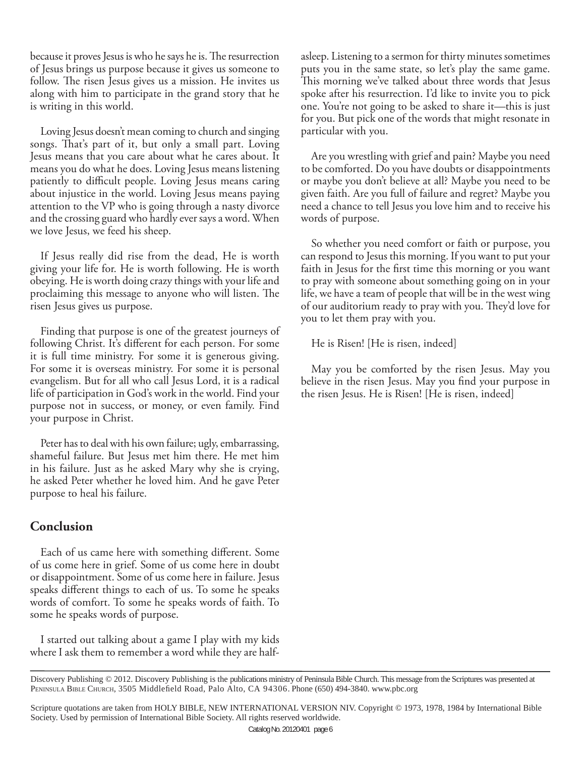because it proves Jesus is who he says he is. The resurrection of Jesus brings us purpose because it gives us someone to follow. The risen Jesus gives us a mission. He invites us along with him to participate in the grand story that he is writing in this world.

Loving Jesus doesn't mean coming to church and singing songs. That's part of it, but only a small part. Loving Jesus means that you care about what he cares about. It means you do what he does. Loving Jesus means listening patiently to difficult people. Loving Jesus means caring about injustice in the world. Loving Jesus means paying attention to the VP who is going through a nasty divorce and the crossing guard who hardly ever says a word. When we love Jesus, we feed his sheep.

If Jesus really did rise from the dead, He is worth giving your life for. He is worth following. He is worth obeying. He is worth doing crazy things with your life and proclaiming this message to anyone who will listen. The risen Jesus gives us purpose.

Finding that purpose is one of the greatest journeys of following Christ. It's different for each person. For some it is full time ministry. For some it is generous giving. For some it is overseas ministry. For some it is personal evangelism. But for all who call Jesus Lord, it is a radical life of participation in God's work in the world. Find your purpose not in success, or money, or even family. Find your purpose in Christ.

Peter has to deal with his own failure; ugly, embarrassing, shameful failure. But Jesus met him there. He met him in his failure. Just as he asked Mary why she is crying, he asked Peter whether he loved him. And he gave Peter purpose to heal his failure.

## Conclusion

Each of us came here with something different. Some of us come here in grief. Some of us come here in doubt or disappointment. Some of us come here in failure. Jesus speaks different things to each of us. To some he speaks words of comfort. To some he speaks words of faith. To some he speaks words of purpose.

I started out talking about a game I play with my kids where I ask them to remember a word while they are half-asleep. Listening to a sermon for thirty minutes sometimes puts you in the same state, so let's play the same game. This morning we've talked about three words that Jesus spoke after his resurrection. I'd like to invite you to pick one. You're not going to be asked to share it—this is just for you. But pick one of the words that might resonate in particular with you.

Are you wrestling with grief and pain? Maybe you need to be comforted. Do you have doubts or disappointments or maybe you don't believe at all? Maybe you need to be given faith. Are you full of failure and regret? Maybe you need a chance to tell Jesus you love him and to receive his words of purpose.

So whether you need comfort or faith or purpose, you can respond to Jesus this morning. If you want to put your faith in Jesus for the first time this morning or you want to pray with someone about something going on in your life, we have a team of people that will be in the west wing of our auditorium ready to pray with you. They'd love for you to let them pray with you.

He is Risen! [He is risen, indeed]

May you be comforted by the risen Jesus. May you believe in the risen Jesus. May you find your purpose in the risen Jesus. He is Risen! [He is risen, indeed]

---

Discovery Publishing © 2012. Discovery Publishing is the publications ministry of Peninsula Bible Church. This message from the Scriptures was presented at Peninsula Bible Church, 3505 Middlefield Road, Palo Alto, CA 94306. Phone (650) 494-3840. www.pbc.org

Scripture quotations are taken from HOLY BIBLE, NEW INTERNATIONAL VERSION NIV. Copyright © 1973, 1978, 1984 by International Bible Society. Used by permission of International Bible Society. All rights reserved worldwide.

Catalog No. 20120401